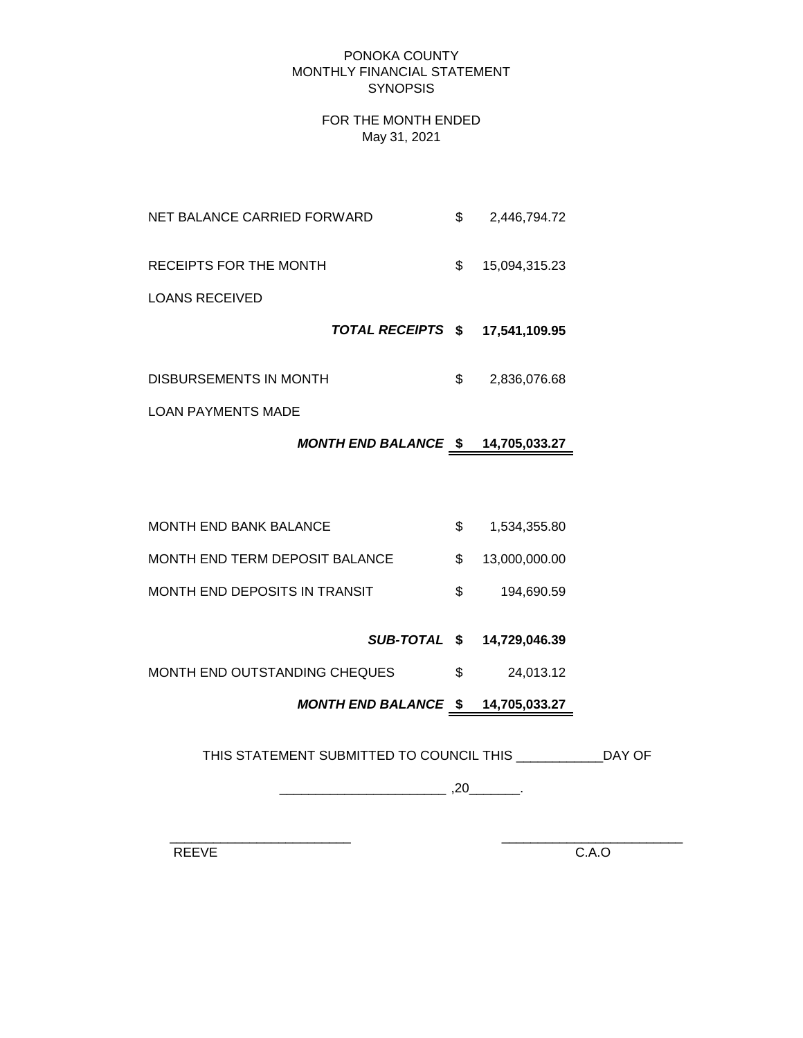# PONOKA COUNTY
## MONTHLY FINANCIAL STATEMENT
## SYNOPSIS

FOR THE MONTH ENDED
May 31, 2021

| | | |
|---|---|---|
| NET BALANCE CARRIED FORWARD | $ | 2,446,794.72 |
| RECEIPTS FOR THE MONTH | $ | 15,094,315.23 |
| LOANS RECEIVED | | |
| ***TOTAL RECEIPTS*** | **$** | **17,541,109.95** |
| DISBURSEMENTS IN MONTH | $ | 2,836,076.68 |
| LOAN PAYMENTS MADE | | |
| ***MONTH END BALANCE*** | **$** | **14,705,033.27** |

| | | |
|---|---|---|
| MONTH END BANK BALANCE | $ | 1,534,355.80 |
| MONTH END TERM DEPOSIT BALANCE | $ | 13,000,000.00 |
| MONTH END DEPOSITS IN TRANSIT | $ | 194,690.59 |
| ***SUB-TOTAL*** | **$** | **14,729,046.39** |
| MONTH END OUTSTANDING CHEQUES | $ | 24,013.12 |
| ***MONTH END BALANCE*** | **$** | **14,705,033.27** |

THIS STATEMENT SUBMITTED TO COUNCIL THIS ____________DAY OF

_______________________ ,20_______.

_________________________ &nbsp;&nbsp;&nbsp;&nbsp;&nbsp;&nbsp;&nbsp;&nbsp; _________________________

REEVE &nbsp;&nbsp;&nbsp;&nbsp;&nbsp;&nbsp;&nbsp;&nbsp;&nbsp;&nbsp;&nbsp;&nbsp;&nbsp;&nbsp;&nbsp;&nbsp;&nbsp;&nbsp;&nbsp;&nbsp;&nbsp;&nbsp;&nbsp;&nbsp;&nbsp;&nbsp;&nbsp;&nbsp;&nbsp;&nbsp; C.A.O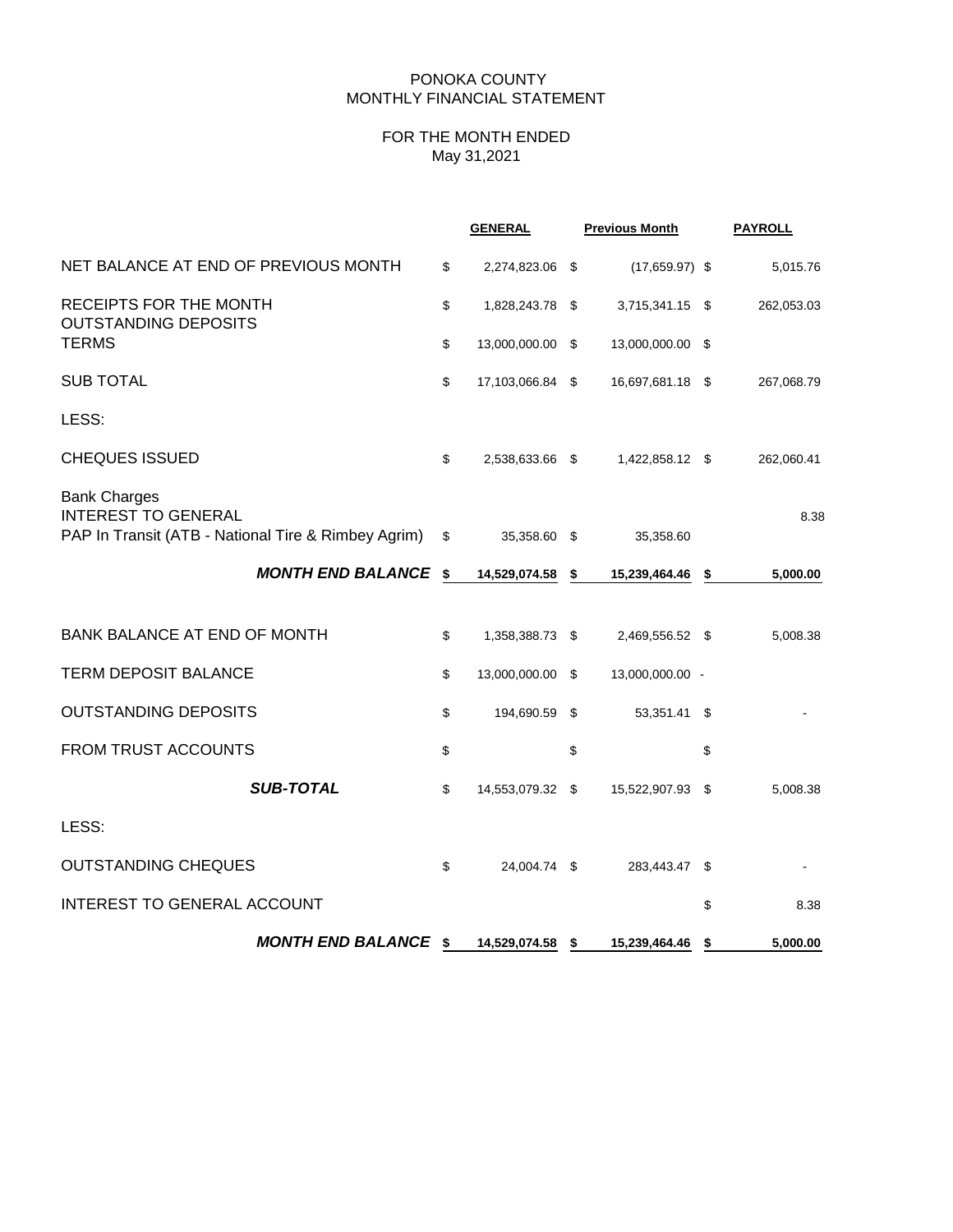PONOKA COUNTY
MONTHLY FINANCIAL STATEMENT

FOR THE MONTH ENDED
May 31,2021

| | GENERAL | Previous Month | PAYROLL |
|---|---|---|---|
| NET BALANCE AT END OF PREVIOUS MONTH | $ 2,274,823.06 | $ (17,659.97) | $ 5,015.76 |
| RECEIPTS FOR THE MONTH | $ 1,828,243.78 | $ 3,715,341.15 | $ 262,053.03 |
| OUTSTANDING DEPOSITS | | | |
| TERMS | $ 13,000,000.00 | $ 13,000,000.00 | $ |
| SUB TOTAL | $ 17,103,066.84 | $ 16,697,681.18 | $ 267,068.79 |
| LESS: | | | |
| CHEQUES ISSUED | $ 2,538,633.66 | $ 1,422,858.12 | $ 262,060.41 |
| Bank Charges | | | |
| INTEREST TO GENERAL | | | 8.38 |
| PAP In Transit (ATB - National Tire & Rimbey Agrim) | $ 35,358.60 | $ 35,358.60 | |
| ***MONTH END BALANCE*** | **$ 14,529,074.58** | **$ 15,239,464.46** | **$ 5,000.00** |
| BANK BALANCE AT END OF MONTH | $ 1,358,388.73 | $ 2,469,556.52 | $ 5,008.38 |
| TERM DEPOSIT BALANCE | $ 13,000,000.00 | $ 13,000,000.00 | - |
| OUTSTANDING DEPOSITS | $ 194,690.59 | $ 53,351.41 | $ - |
| FROM TRUST ACCOUNTS | $ | $ | $ |
| ***SUB-TOTAL*** | $ 14,553,079.32 | $ 15,522,907.93 | $ 5,008.38 |
| LESS: | | | |
| OUTSTANDING CHEQUES | $ 24,004.74 | $ 283,443.47 | $ - |
| INTEREST TO GENERAL ACCOUNT | | | $ 8.38 |
| ***MONTH END BALANCE*** | **$ 14,529,074.58** | **$ 15,239,464.46** | **$ 5,000.00** |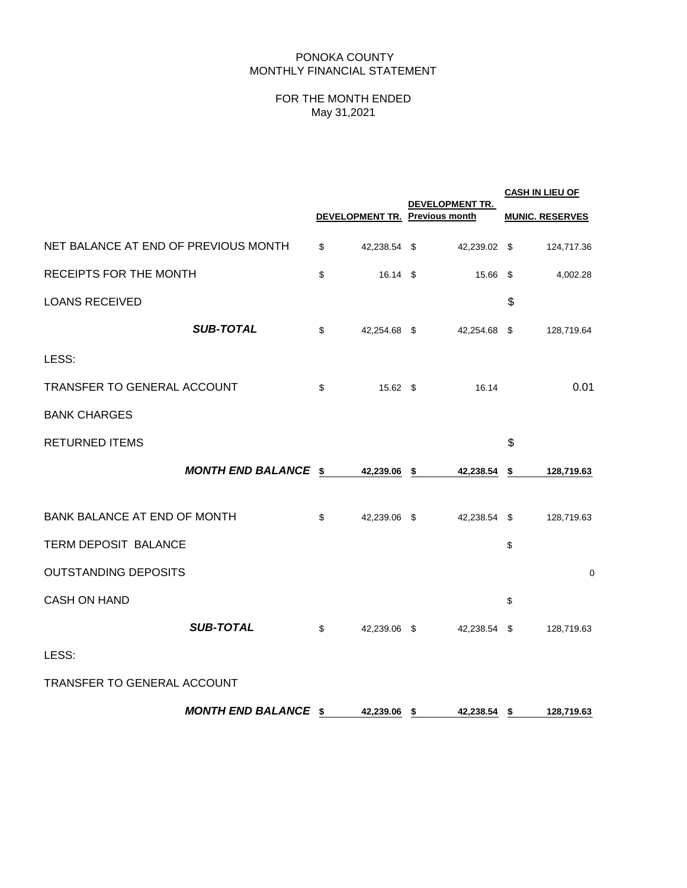PONOKA COUNTY
MONTHLY FINANCIAL STATEMENT

FOR THE MONTH ENDED
May 31,2021

| | DEVELOPMENT TR. | DEVELOPMENT TR. Previous month | CASH IN LIEU OF MUNIC. RESERVES |
|---|---|---|---|
| NET BALANCE AT END OF PREVIOUS MONTH | $ 42,238.54 | $ 42,239.02 | $ 124,717.36 |
| RECEIPTS FOR THE MONTH | $ 16.14 | $ 15.66 | $ 4,002.28 |
| LOANS RECEIVED | | | $ |
| ***SUB-TOTAL*** | $ 42,254.68 | $ 42,254.68 | $ 128,719.64 |
| LESS: | | | |
| TRANSFER TO GENERAL ACCOUNT | $ 15.62 | $ 16.14 | 0.01 |
| BANK CHARGES | | | |
| RETURNED ITEMS | | | $ |
| ***MONTH END BALANCE*** | **$ 42,239.06** | **$ 42,238.54** | **$ 128,719.63** |
| BANK BALANCE AT END OF MONTH | $ 42,239.06 | $ 42,238.54 | $ 128,719.63 |
| TERM DEPOSIT BALANCE | | | $ |
| OUTSTANDING DEPOSITS | | | 0 |
| CASH ON HAND | | | $ |
| ***SUB-TOTAL*** | $ 42,239.06 | $ 42,238.54 | $ 128,719.63 |
| LESS: | | | |
| TRANSFER TO GENERAL ACCOUNT | | | |
| ***MONTH END BALANCE*** | **$ 42,239.06** | **$ 42,238.54** | **$ 128,719.63** |